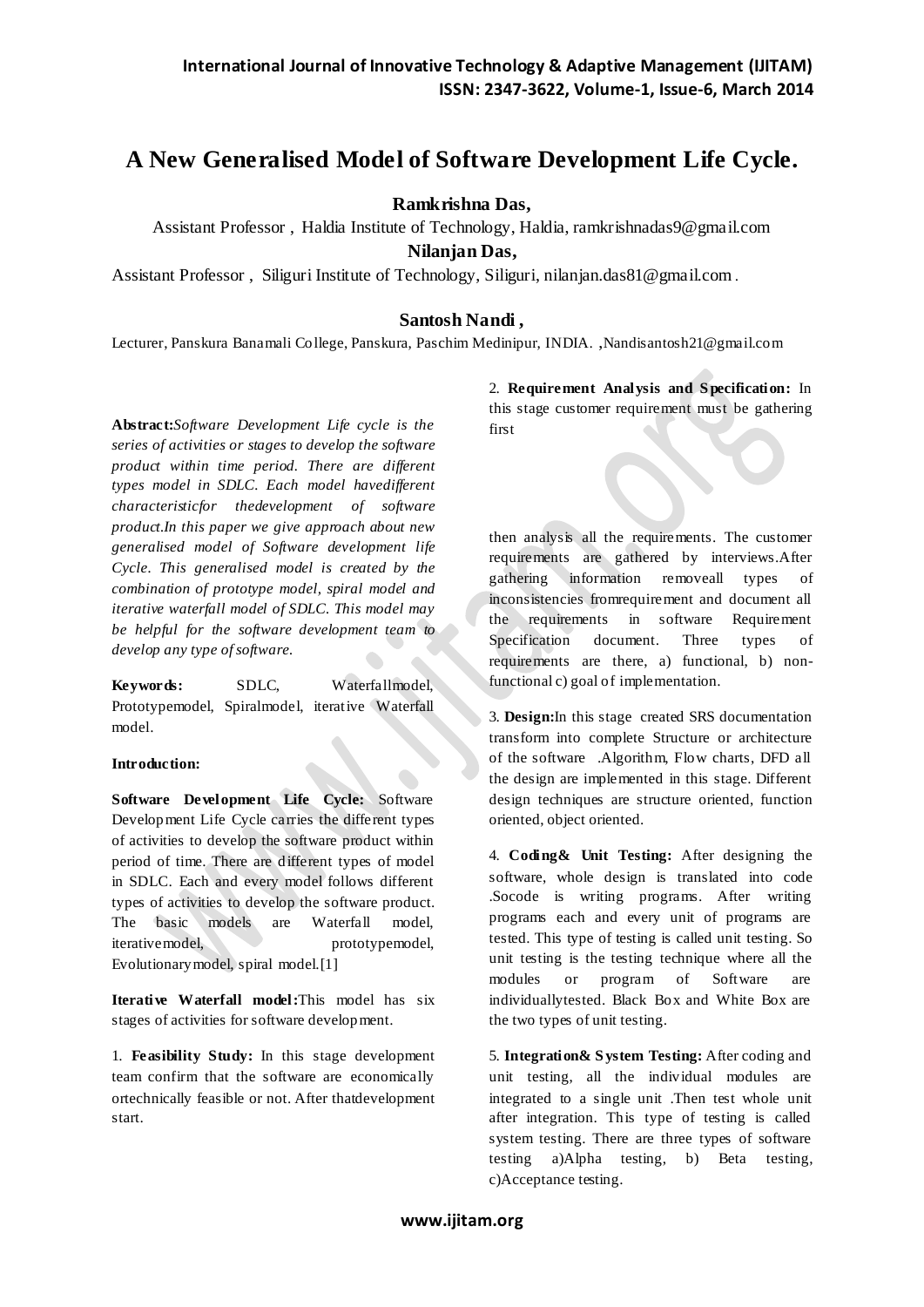# A New Generalised Model of Software Development Life Cycle.

**Ramkrishna Das,**

Assistant Professor , Haldia Institute of Technology, Haldia, ramkrishnadas9@gmail.com

**Nilanjan Das,**

Assistant Professor , Siliguri Institute of Technology, Siliguri, nilanjan.das81@gmail.com .

**Santosh Nandi ,**

Lecturer, Panskura Banamali College, Panskura, Paschim Medinipur, INDIA. ,Nandisantosh21@gmail.com

**Abstract:***Software Development Life cycle is the series of activities or stages to develop the software product within time period. There are different types model in SDLC. Each model havedifferent characteristicfor thedevelopment of software product.In this paper we give approach about new generalised model of Software development life Cycle. This generalised model is created by the combination of prototype model, spiral model and iterative waterfall model of SDLC. This model may be helpful for the software development team to develop any type of software.*

**Keywords:** SDLC, Waterfallmodel, Prototypemodel, Spiralmodel, iterative Waterfall model.

**Introduction:**

**Software Development Life Cycle:** Software Development Life Cycle carries the different types of activities to develop the software product within period of time. There are different types of model in SDLC. Each and every model follows different types of activities to develop the software product. The basic models are Waterfall model, iterativemodel, prototypemodel, Evolutionarymodel, spiral model.[1]

**Iterative Waterfall model:**This model has six stages of activities for software development.

1. **Feasibility Study:** In this stage development team confirm that the software are economically ortechnically feasible or not. After thatdevelopment start.

2. **Requirement Analysis and Specification:** In this stage customer requirement must be gathering first then analysis all the requirements. The customer requirements are gathered by interviews.After gathering information removeall types of inconsistencies fromrequirement and document all the requirements in software Requirement Specification document. Three types of requirements are there, a) functional, b) non-functional c) goal of implementation.

3. **Design:**In this stage created SRS documentation transform into complete Structure or architecture of the software .Algorithm, Flow charts, DFD all the design are implemented in this stage. Different design techniques are structure oriented, function oriented, object oriented.

4. **Coding& Unit Testing:** After designing the software, whole design is translated into code .Socode is writing programs. After writing programs each and every unit of programs are tested. This type of testing is called unit testing. So unit testing is the testing technique where all the modules or program of Software are individuallytested. Black Box and White Box are the two types of unit testing.

5. **Integration& System Testing:** After coding and unit testing, all the individual modules are integrated to a single unit .Then test whole unit after integration. This type of testing is called system testing. There are three types of software testing a)Alpha testing, b) Beta testing, c)Acceptance testing.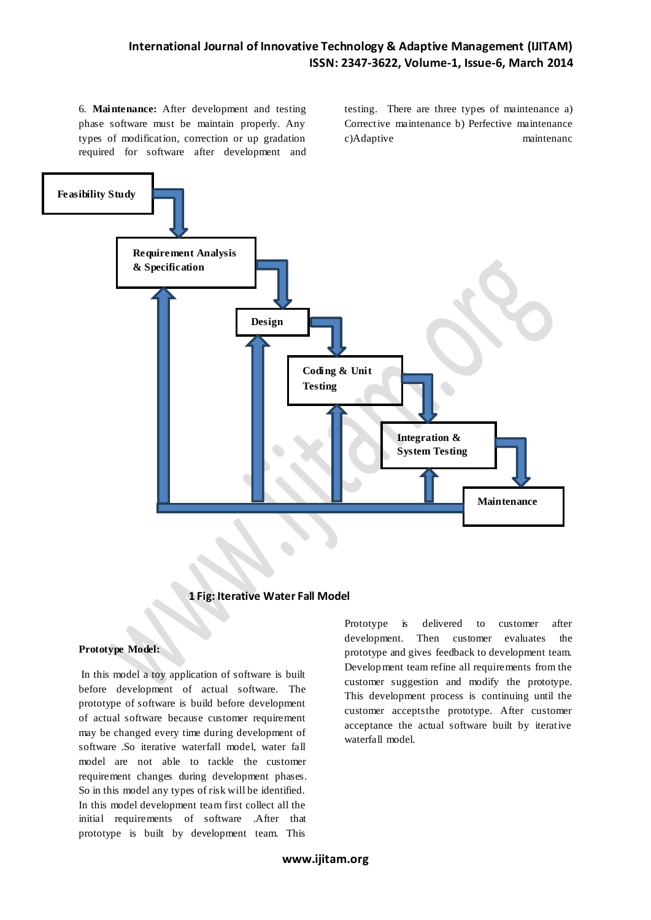6. **Maintenance:** After development and testing phase software must be maintain properly. Any types of modification, correction or up gradation required for software after development and testing. There are three types of maintenance a) Corrective maintenance b) Perfective maintenance c)Adaptive maintenanc

Feasibility Study

Requirement Analysis & Specification

Design

Coding & Unit Testing

Integration & System Testing

Maintenance

**1 Fig: Iterative Water Fall Model**

**Prototype Model:**

In this model a toy application of software is built before development of actual software. The prototype of software is build before development of actual software because customer requirement may be changed every time during development of software .So iterative waterfall model, water fall model are not able to tackle the customer requirement changes during development phases. So in this model any types of risk will be identified. In this model development team first collect all the initial requirements of software .After that prototype is built by development team. This Prototype is delivered to customer after development. Then customer evaluates the prototype and gives feedback to development team. Development team refine all requirements from the customer suggestion and modify the prototype. This development process is continuing until the customer acceptsthe prototype. After customer acceptance the actual software built by iterative waterfall model.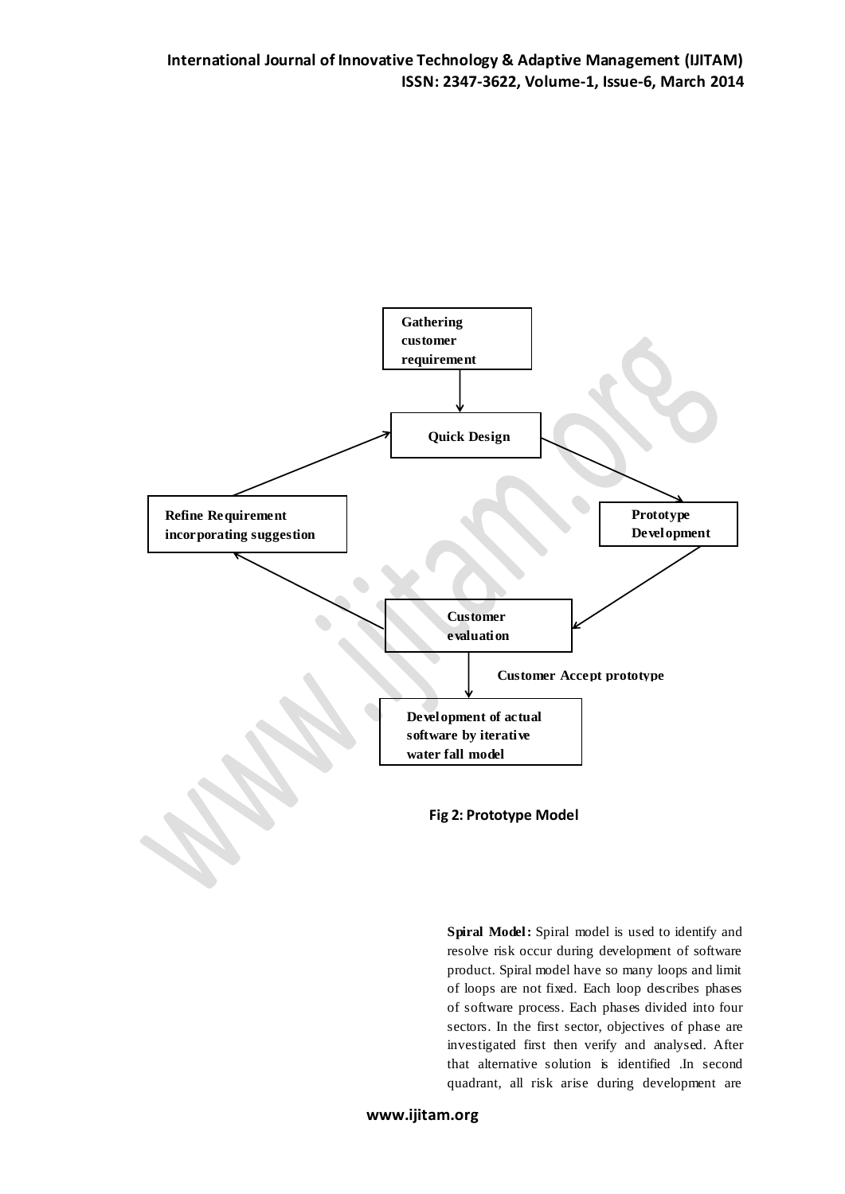Gathering customer requirement

Quick Design

Prototype Development

Customer evaluation

Refine Requirement incorporating suggestion

Customer Accept prototype

Development of actual software by iterative water fall model

**Fig 2: Prototype Model**

**Spiral Model:** Spiral model is used to identify and resolve risk occur during development of software product. Spiral model have so many loops and limit of loops are not fixed. Each loop describes phases of software process. Each phases divided into four sectors. In the first sector, objectives of phase are investigated first then verify and analysed. After that alternative solution is identified .In second quadrant, all risk arise during development are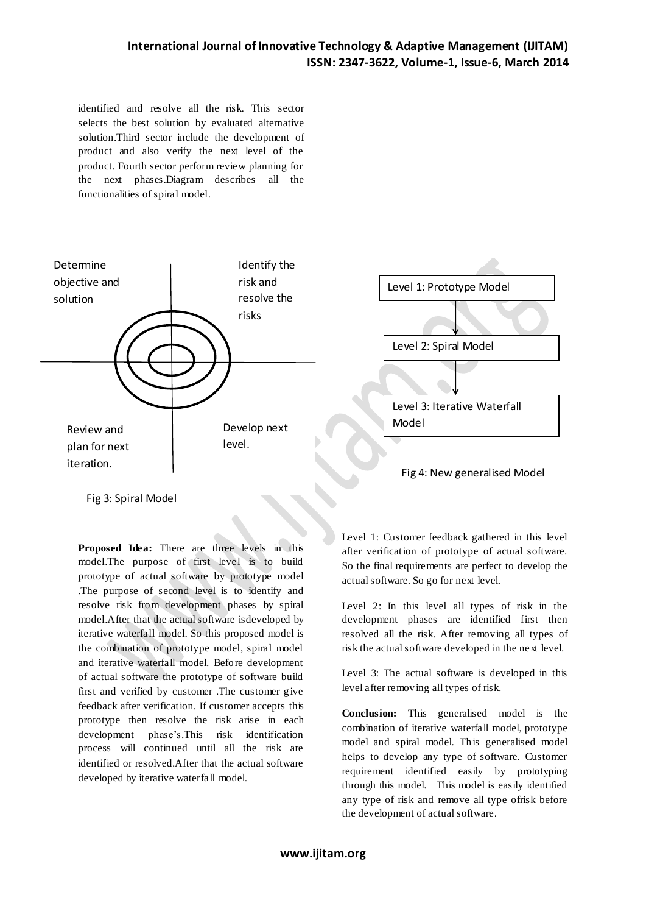identified and resolve all the risk. This sector selects the best solution by evaluated alternative solution.Third sector include the development of product and also verify the next level of the product. Fourth sector perform review planning for the next phases.Diagram describes all the functionalities of spiral model.

Determine objective and solution

Identify the risk and resolve the risks

Review and plan for next iteration.

Develop next level.

Fig 3: Spiral Model

Level 1: Prototype Model

Level 2: Spiral Model

Level 3: Iterative Waterfall Model

Fig 4: New generalised Model

**Proposed Idea:** There are three levels in this model.The purpose of first level is to build prototype of actual software by prototype model .The purpose of second level is to identify and resolve risk from development phases by spiral model.After that the actual software isdeveloped by iterative waterfall model. So this proposed model is the combination of prototype model, spiral model and iterative waterfall model. Before development of actual software the prototype of software build first and verified by customer .The customer give feedback after verification. If customer accepts this prototype then resolve the risk arise in each development phase's.This risk identification process will continued until all the risk are identified or resolved.After that the actual software developed by iterative waterfall model.

Level 1: Customer feedback gathered in this level after verification of prototype of actual software. So the final requirements are perfect to develop the actual software. So go for next level.

Level 2: In this level all types of risk in the development phases are identified first then resolved all the risk. After removing all types of risk the actual software developed in the next level.

Level 3: The actual software is developed in this level after removing all types of risk.

**Conclusion:** This generalised model is the combination of iterative waterfall model, prototype model and spiral model. This generalised model helps to develop any type of software. Customer requirement identified easily by prototyping through this model. This model is easily identified any type of risk and remove all type ofrisk before the development of actual software.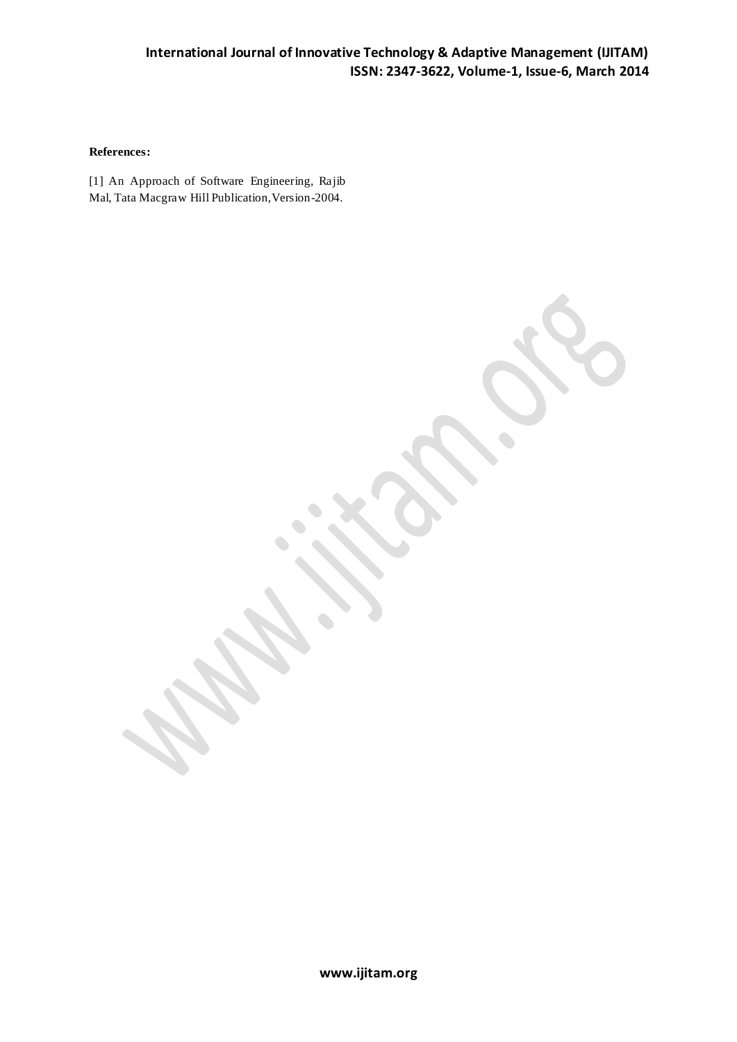**References:**

[1] An Approach of Software Engineering, Rajib Mal, Tata Macgraw Hill Publication, Version-2004.